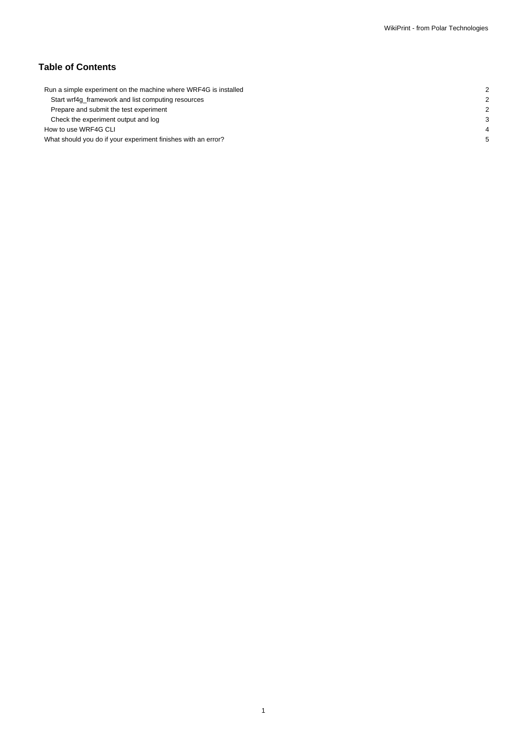## Table of Contents

- Run a simple experiment on the machine where WRF4G is installed 2
  - Start wrf4g_framework and list computing resources 2
  - Prepare and submit the test experiment 2
  - Check the experiment output and log 3
- How to use WRF4G CLI 4
- What should you do if your experiment finishes with an error? 5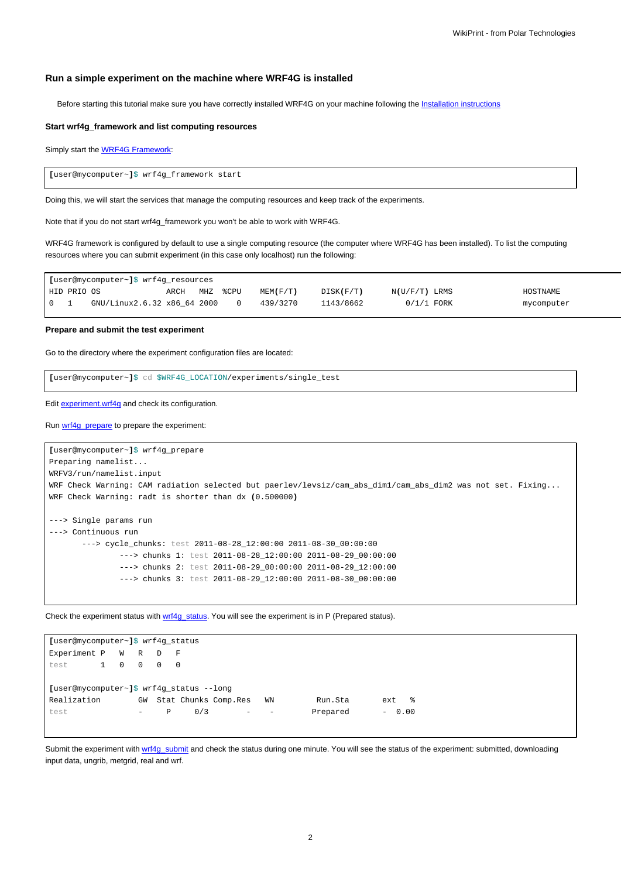## Run a simple experiment on the machine where WRF4G is installed

Before starting this tutorial make sure you have correctly installed WRF4G on your machine following the Installation instructions

#### Start wrf4g_framework and list computing resources

Simply start the WRF4G Framework:

```
[user@mycomputer~]$ wrf4g_framework start
```

Doing this, we will start the services that manage the computing resources and keep track of the experiments.

Note that if you do not start wrf4g_framework you won't be able to work with WRF4G.

WRF4G framework is configured by default to use a single computing resource (the computer where WRF4G has been installed). To list the computing resources where you can submit experiment (in this case only localhost) run the following:

```
[user@mycomputer~]$ wrf4g_resources
HID PRIO OS              ARCH   MHZ  %CPU    MEM(F/T)     DISK(F/T)      N(U/F/T) LRMS                 HOSTNAME
0   1    GNU/Linux2.6.32 x86_64 2000    0    439/3270     1143/8662         0/1/1 FORK                 mycomputer
```

#### Prepare and submit the test experiment

Go to the directory where the experiment configuration files are located:

```
[user@mycomputer~]$ cd $WRF4G_LOCATION/experiments/single_test
```

Edit experiment.wrf4g and check its configuration.

Run wrf4g_prepare to prepare the experiment:

```
[user@mycomputer~]$ wrf4g_prepare
Preparing namelist...
WRFV3/run/namelist.input
WRF Check Warning: CAM radiation selected but paerlev/levsiz/cam_abs_dim1/cam_abs_dim2 was not set. Fixing...
WRF Check Warning: radt is shorter than dx (0.500000)

---> Single params run
---> Continuous run
       ---> cycle_chunks: test 2011-08-28_12:00:00 2011-08-30_00:00:00
               ---> chunks 1: test 2011-08-28_12:00:00 2011-08-29_00:00:00
               ---> chunks 2: test 2011-08-29_00:00:00 2011-08-29_12:00:00
               ---> chunks 3: test 2011-08-29_12:00:00 2011-08-30_00:00:00
```

Check the experiment status with wrf4g_status. You will see the experiment is in P (Prepared status).

```
[user@mycomputer~]$ wrf4g_status
Experiment P   W   R   D   F
test       1   0   0   0   0

[user@mycomputer~]$ wrf4g_status --long
Realization        GW  Stat Chunks Comp.Res   WN        Run.Sta       ext   %
test               -     P     0/3        -    -        Prepared       -  0.00
```

Submit the experiment with wrf4g_submit and check the status during one minute. You will see the status of the experiment: submitted, downloading input data, ungrib, metgrid, real and wrf.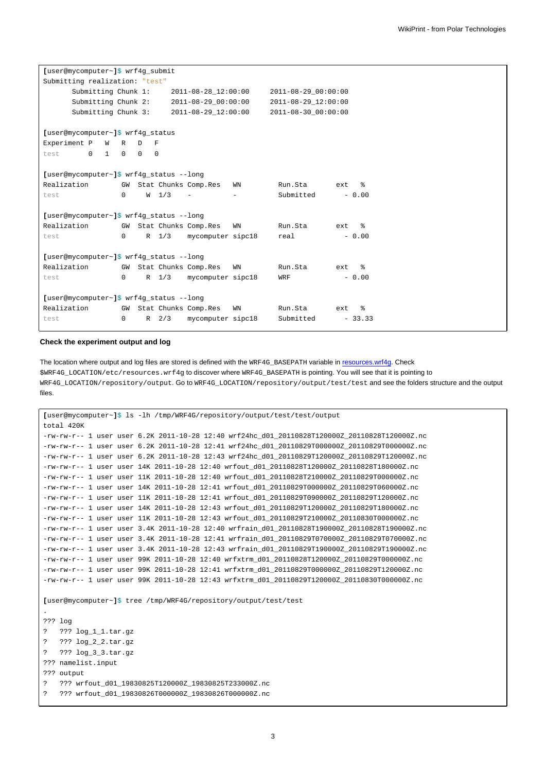```
[user@mycomputer~]$ wrf4g_submit
Submitting realization: "test"
       Submitting Chunk 1:     2011-08-28_12:00:00     2011-08-29_00:00:00
       Submitting Chunk 2:     2011-08-29_00:00:00     2011-08-29_12:00:00
       Submitting Chunk 3:     2011-08-29_12:00:00     2011-08-30_00:00:00

[user@mycomputer~]$ wrf4g_status
Experiment P   W   R   D   F
test       0   1   0   0   0

[user@mycomputer~]$ wrf4g_status --long
Realization        GW  Stat Chunks Comp.Res   WN         Run.Sta       ext   %
test               0     W  1/3    -          -          Submitted       - 0.00

[user@mycomputer~]$ wrf4g_status --long
Realization        GW  Stat Chunks Comp.Res   WN         Run.Sta       ext   %
test               0     R  1/3    mycomputer sipc18     real            - 0.00

[user@mycomputer~]$ wrf4g_status --long
Realization        GW  Stat Chunks Comp.Res   WN         Run.Sta       ext   %
test               0     R  1/3    mycomputer sipc18     WRF             - 0.00

[user@mycomputer~]$ wrf4g_status --long
Realization        GW  Stat Chunks Comp.Res   WN         Run.Sta       ext   %
test               0     R  2/3    mycomputer sipc18     Submitted       - 33.33
```

#### Check the experiment output and log

The location where output and log files are stored is defined with the `WRF4G_BASEPATH` variable in resources.wrf4g. Check `$WRF4G_LOCATION/etc/resources.wrf4g` to discover where `WRF4G_BASEPATH` is pointing. You will see that it is pointing to `WRF4G_LOCATION/repository/output`. Go to `WRF4G_LOCATION/repository/output/test/test` and see the folders structure and the output files.

```
[user@mycomputer~]$ ls -lh /tmp/WRF4G/repository/output/test/test/output
total 420K
-rw-rw-r-- 1 user user 6.2K 2011-10-28 12:40 wrf24hc_d01_20110828T120000Z_20110828T120000Z.nc
-rw-rw-r-- 1 user user 6.2K 2011-10-28 12:41 wrf24hc_d01_20110829T000000Z_20110829T000000Z.nc
-rw-rw-r-- 1 user user 6.2K 2011-10-28 12:43 wrf24hc_d01_20110829T120000Z_20110829T120000Z.nc
-rw-rw-r-- 1 user user 14K 2011-10-28 12:40 wrfout_d01_20110828T120000Z_20110828T180000Z.nc
-rw-rw-r-- 1 user user 11K 2011-10-28 12:40 wrfout_d01_20110828T210000Z_20110829T000000Z.nc
-rw-rw-r-- 1 user user 14K 2011-10-28 12:41 wrfout_d01_20110829T000000Z_20110829T060000Z.nc
-rw-rw-r-- 1 user user 11K 2011-10-28 12:41 wrfout_d01_20110829T090000Z_20110829T120000Z.nc
-rw-rw-r-- 1 user user 14K 2011-10-28 12:43 wrfout_d01_20110829T120000Z_20110829T180000Z.nc
-rw-rw-r-- 1 user user 11K 2011-10-28 12:43 wrfout_d01_20110829T210000Z_20110830T000000Z.nc
-rw-rw-r-- 1 user user 3.4K 2011-10-28 12:40 wrfrain_d01_20110828T190000Z_20110828T190000Z.nc
-rw-rw-r-- 1 user user 3.4K 2011-10-28 12:41 wrfrain_d01_20110829T070000Z_20110829T070000Z.nc
-rw-rw-r-- 1 user user 3.4K 2011-10-28 12:43 wrfrain_d01_20110829T190000Z_20110829T190000Z.nc
-rw-rw-r-- 1 user user 99K 2011-10-28 12:40 wrfxtrm_d01_20110828T120000Z_20110829T000000Z.nc
-rw-rw-r-- 1 user user 99K 2011-10-28 12:41 wrfxtrm_d01_20110829T000000Z_20110829T120000Z.nc
-rw-rw-r-- 1 user user 99K 2011-10-28 12:43 wrfxtrm_d01_20110829T120000Z_20110830T000000Z.nc

[user@mycomputer~]$ tree /tmp/WRF4G/repository/output/test/test
.
??? log
?   ??? log_1_1.tar.gz
?   ??? log_2_2.tar.gz
?   ??? log_3_3.tar.gz
??? namelist.input
??? output
?   ??? wrfout_d01_19830825T120000Z_19830825T233000Z.nc
?   ??? wrfout_d01_19830826T000000Z_19830826T000000Z.nc
```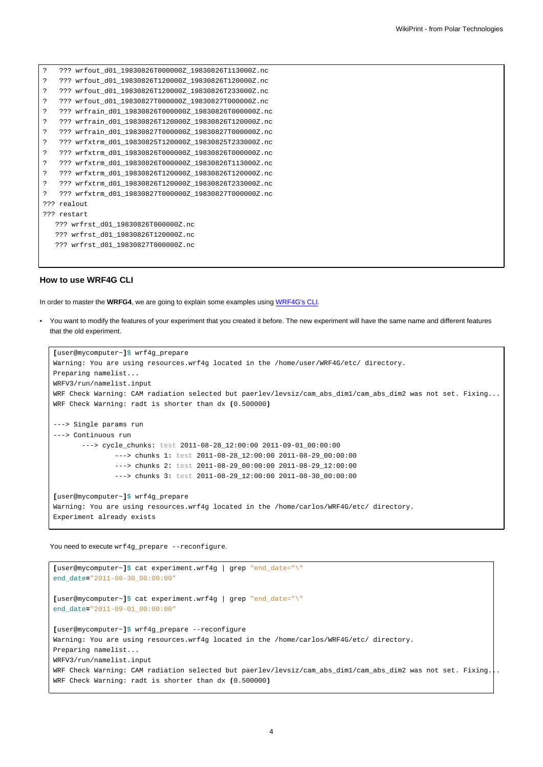```
?   ??? wrfout_d01_19830826T000000Z_19830826T113000Z.nc
?   ??? wrfout_d01_19830826T120000Z_19830826T120000Z.nc
?   ??? wrfout_d01_19830826T120000Z_19830826T233000Z.nc
?   ??? wrfout_d01_19830827T000000Z_19830827T000000Z.nc
?   ??? wrfrain_d01_19830826T000000Z_19830826T000000Z.nc
?   ??? wrfrain_d01_19830826T120000Z_19830826T120000Z.nc
?   ??? wrfrain_d01_19830827T000000Z_19830827T000000Z.nc
?   ??? wrfxtrm_d01_19830825T120000Z_19830825T233000Z.nc
?   ??? wrfxtrm_d01_19830826T000000Z_19830826T000000Z.nc
?   ??? wrfxtrm_d01_19830826T000000Z_19830826T113000Z.nc
?   ??? wrfxtrm_d01_19830826T120000Z_19830826T120000Z.nc
?   ??? wrfxtrm_d01_19830826T120000Z_19830826T233000Z.nc
?   ??? wrfxtrm_d01_19830827T000000Z_19830827T000000Z.nc
??? realout
??? restart
   ??? wrfrst_d01_19830826T000000Z.nc
   ??? wrfrst_d01_19830826T120000Z.nc
   ??? wrfrst_d01_19830827T000000Z.nc
```

### How to use WRF4G CLI

In order to master the **WRFG4**, we are going to explain some examples using WRF4G's CLI.

- You want to modify the features of your experiment that you created it before. The new experiment will have the same name and different features that the old experiment.

```
[user@mycomputer~]$ wrf4g_prepare
Warning: You are using resources.wrf4g located in the /home/user/WRF4G/etc/ directory.
Preparing namelist...
WRFV3/run/namelist.input
WRF Check Warning: CAM radiation selected but paerlev/levsiz/cam_abs_dim1/cam_abs_dim2 was not set. Fixing...
WRF Check Warning: radt is shorter than dx (0.500000)

---> Single params run
---> Continuous run
       ---> cycle_chunks: test 2011-08-28_12:00:00 2011-09-01_00:00:00
               ---> chunks 1: test 2011-08-28_12:00:00 2011-08-29_00:00:00
               ---> chunks 2: test 2011-08-29_00:00:00 2011-08-29_12:00:00
               ---> chunks 3: test 2011-08-29_12:00:00 2011-08-30_00:00:00

[user@mycomputer~]$ wrf4g_prepare
Warning: You are using resources.wrf4g located in the /home/carlos/WRF4G/etc/ directory.
Experiment already exists
```

You need to execute `wrf4g_prepare --reconfigure`.

```
[user@mycomputer~]$ cat experiment.wrf4g | grep "end_date="\"
end_date="2011-08-30_00:00:00"

[user@mycomputer~]$ cat experiment.wrf4g | grep "end_date="\"
end_date="2011-09-01_00:00:00"

[user@mycomputer~]$ wrf4g_prepare --reconfigure
Warning: You are using resources.wrf4g located in the /home/carlos/WRF4G/etc/ directory.
Preparing namelist...
WRFV3/run/namelist.input
WRF Check Warning: CAM radiation selected but paerlev/levsiz/cam_abs_dim1/cam_abs_dim2 was not set. Fixing...
WRF Check Warning: radt is shorter than dx (0.500000)
```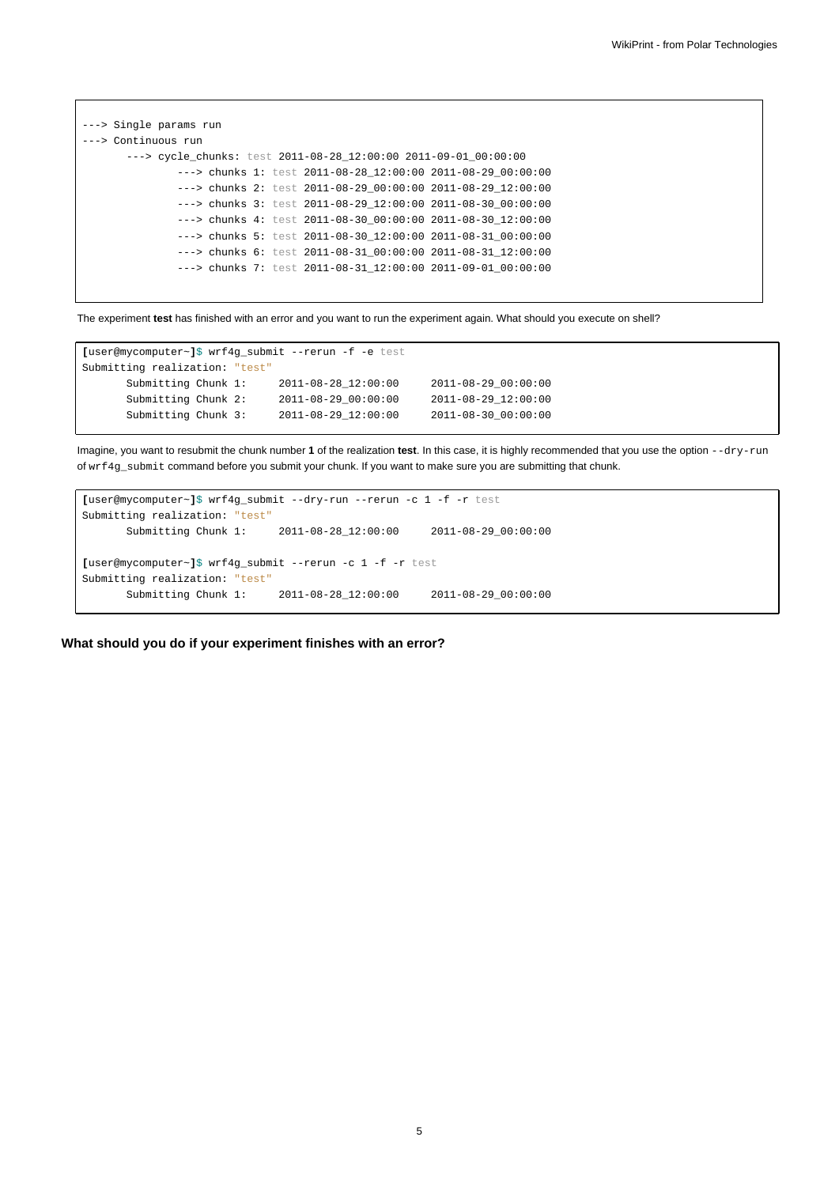```
---> Single params run
---> Continuous run
       ---> cycle_chunks: test 2011-08-28_12:00:00 2011-09-01_00:00:00
               ---> chunks 1: test 2011-08-28_12:00:00 2011-08-29_00:00:00
               ---> chunks 2: test 2011-08-29_00:00:00 2011-08-29_12:00:00
               ---> chunks 3: test 2011-08-29_12:00:00 2011-08-30_00:00:00
               ---> chunks 4: test 2011-08-30_00:00:00 2011-08-30_12:00:00
               ---> chunks 5: test 2011-08-30_12:00:00 2011-08-31_00:00:00
               ---> chunks 6: test 2011-08-31_00:00:00 2011-08-31_12:00:00
               ---> chunks 7: test 2011-08-31_12:00:00 2011-09-01_00:00:00
```

The experiment **test** has finished with an error and you want to run the experiment again. What should you execute on shell?

```
[user@mycomputer~]$ wrf4g_submit --rerun -f -e test
Submitting realization: "test"
       Submitting Chunk 1:     2011-08-28_12:00:00     2011-08-29_00:00:00
       Submitting Chunk 2:     2011-08-29_00:00:00     2011-08-29_12:00:00
       Submitting Chunk 3:     2011-08-29_12:00:00     2011-08-30_00:00:00
```

Imagine, you want to resubmit the chunk number **1** of the realization **test**. In this case, it is highly recommended that you use the option `--dry-run` of `wrf4g_submit` command before you submit your chunk. If you want to make sure you are submitting that chunk.

```
[user@mycomputer~]$ wrf4g_submit --dry-run --rerun -c 1 -f -r test
Submitting realization: "test"
       Submitting Chunk 1:     2011-08-28_12:00:00     2011-08-29_00:00:00

[user@mycomputer~]$ wrf4g_submit --rerun -c 1 -f -r test
Submitting realization: "test"
       Submitting Chunk 1:     2011-08-28_12:00:00     2011-08-29_00:00:00
```

**What should you do if your experiment finishes with an error?**